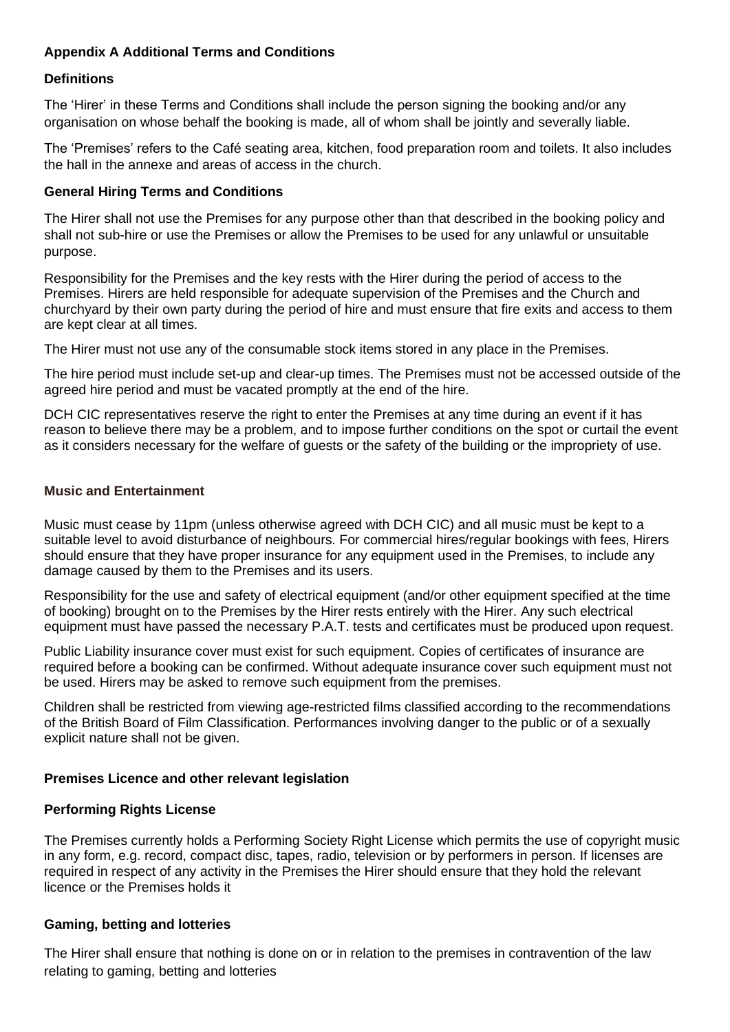## Appendix A Additional Terms and Conditions

### Definitions

The 'Hirer' in these Terms and Conditions shall include the person signing the booking and/or any organisation on whose behalf the booking is made, all of whom shall be jointly and severally liable.

The 'Premises' refers to the Café seating area, kitchen, food preparation room and toilets. It also includes the hall in the annexe and areas of access in the church.

### General Hiring Terms and Conditions

The Hirer shall not use the Premises for any purpose other than that described in the booking policy and shall not sub-hire or use the Premises or allow the Premises to be used for any unlawful or unsuitable purpose.

Responsibility for the Premises and the key rests with the Hirer during the period of access to the Premises. Hirers are held responsible for adequate supervision of the Premises and the Church and churchyard by their own party during the period of hire and must ensure that fire exits and access to them are kept clear at all times.

The Hirer must not use any of the consumable stock items stored in any place in the Premises.

The hire period must include set-up and clear-up times. The Premises must not be accessed outside of the agreed hire period and must be vacated promptly at the end of the hire.

DCH CIC representatives reserve the right to enter the Premises at any time during an event if it has reason to believe there may be a problem, and to impose further conditions on the spot or curtail the event as it considers necessary for the welfare of guests or the safety of the building or the impropriety of use.

### Music and Entertainment

Music must cease by 11pm (unless otherwise agreed with DCH CIC) and all music must be kept to a suitable level to avoid disturbance of neighbours. For commercial hires/regular bookings with fees, Hirers should ensure that they have proper insurance for any equipment used in the Premises, to include any damage caused by them to the Premises and its users.

Responsibility for the use and safety of electrical equipment (and/or other equipment specified at the time of booking) brought on to the Premises by the Hirer rests entirely with the Hirer. Any such electrical equipment must have passed the necessary P.A.T. tests and certificates must be produced upon request.

Public Liability insurance cover must exist for such equipment. Copies of certificates of insurance are required before a booking can be confirmed. Without adequate insurance cover such equipment must not be used. Hirers may be asked to remove such equipment from the premises.

Children shall be restricted from viewing age-restricted films classified according to the recommendations of the British Board of Film Classification. Performances involving danger to the public or of a sexually explicit nature shall not be given.

### Premises Licence and other relevant legislation

### Performing Rights License

The Premises currently holds a Performing Society Right License which permits the use of copyright music in any form, e.g. record, compact disc, tapes, radio, television or by performers in person. If licenses are required in respect of any activity in the Premises the Hirer should ensure that they hold the relevant licence or the Premises holds it

### Gaming, betting and lotteries

The Hirer shall ensure that nothing is done on or in relation to the premises in contravention of the law relating to gaming, betting and lotteries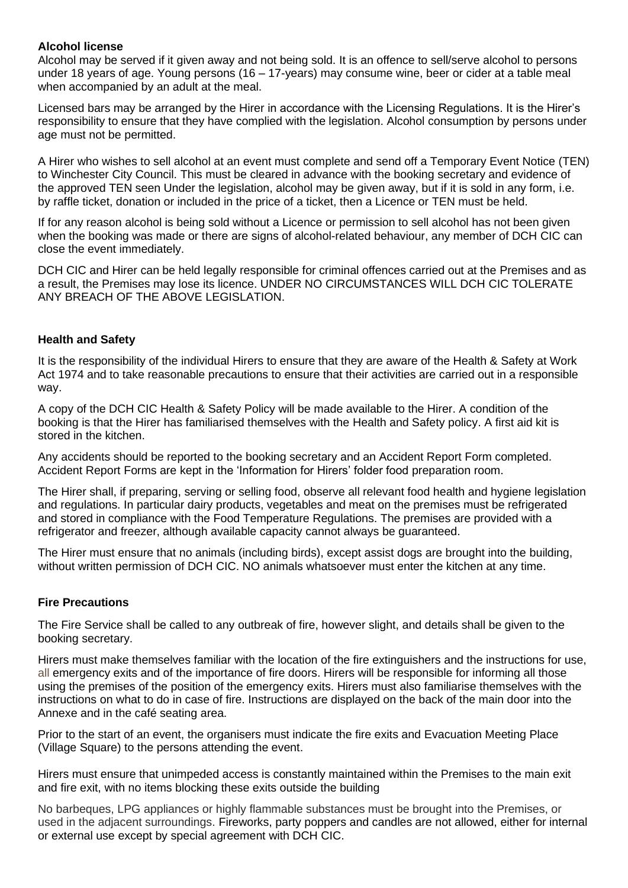**Alcohol license**

Alcohol may be served if it given away and not being sold. It is an offence to sell/serve alcohol to persons under 18 years of age. Young persons (16 – 17-years) may consume wine, beer or cider at a table meal when accompanied by an adult at the meal.

Licensed bars may be arranged by the Hirer in accordance with the Licensing Regulations. It is the Hirer's responsibility to ensure that they have complied with the legislation. Alcohol consumption by persons under age must not be permitted.

A Hirer who wishes to sell alcohol at an event must complete and send off a Temporary Event Notice (TEN) to Winchester City Council. This must be cleared in advance with the booking secretary and evidence of the approved TEN seen Under the legislation, alcohol may be given away, but if it is sold in any form, i.e. by raffle ticket, donation or included in the price of a ticket, then a Licence or TEN must be held.

If for any reason alcohol is being sold without a Licence or permission to sell alcohol has not been given when the booking was made or there are signs of alcohol-related behaviour, any member of DCH CIC can close the event immediately.

DCH CIC and Hirer can be held legally responsible for criminal offences carried out at the Premises and as a result, the Premises may lose its licence. UNDER NO CIRCUMSTANCES WILL DCH CIC TOLERATE ANY BREACH OF THE ABOVE LEGISLATION.

**Health and Safety**

It is the responsibility of the individual Hirers to ensure that they are aware of the Health & Safety at Work Act 1974 and to take reasonable precautions to ensure that their activities are carried out in a responsible way.

A copy of the DCH CIC Health & Safety Policy will be made available to the Hirer. A condition of the booking is that the Hirer has familiarised themselves with the Health and Safety policy. A first aid kit is stored in the kitchen.

Any accidents should be reported to the booking secretary and an Accident Report Form completed. Accident Report Forms are kept in the 'Information for Hirers' folder food preparation room.

The Hirer shall, if preparing, serving or selling food, observe all relevant food health and hygiene legislation and regulations. In particular dairy products, vegetables and meat on the premises must be refrigerated and stored in compliance with the Food Temperature Regulations. The premises are provided with a refrigerator and freezer, although available capacity cannot always be guaranteed.

The Hirer must ensure that no animals (including birds), except assist dogs are brought into the building, without written permission of DCH CIC. NO animals whatsoever must enter the kitchen at any time.

**Fire Precautions**

The Fire Service shall be called to any outbreak of fire, however slight, and details shall be given to the booking secretary.

Hirers must make themselves familiar with the location of the fire extinguishers and the instructions for use, all emergency exits and of the importance of fire doors. Hirers will be responsible for informing all those using the premises of the position of the emergency exits. Hirers must also familiarise themselves with the instructions on what to do in case of fire. Instructions are displayed on the back of the main door into the Annexe and in the café seating area.

Prior to the start of an event, the organisers must indicate the fire exits and Evacuation Meeting Place (Village Square) to the persons attending the event.

Hirers must ensure that unimpeded access is constantly maintained within the Premises to the main exit and fire exit, with no items blocking these exits outside the building

No barbeques, LPG appliances or highly flammable substances must be brought into the Premises, or used in the adjacent surroundings. Fireworks, party poppers and candles are not allowed, either for internal or external use except by special agreement with DCH CIC.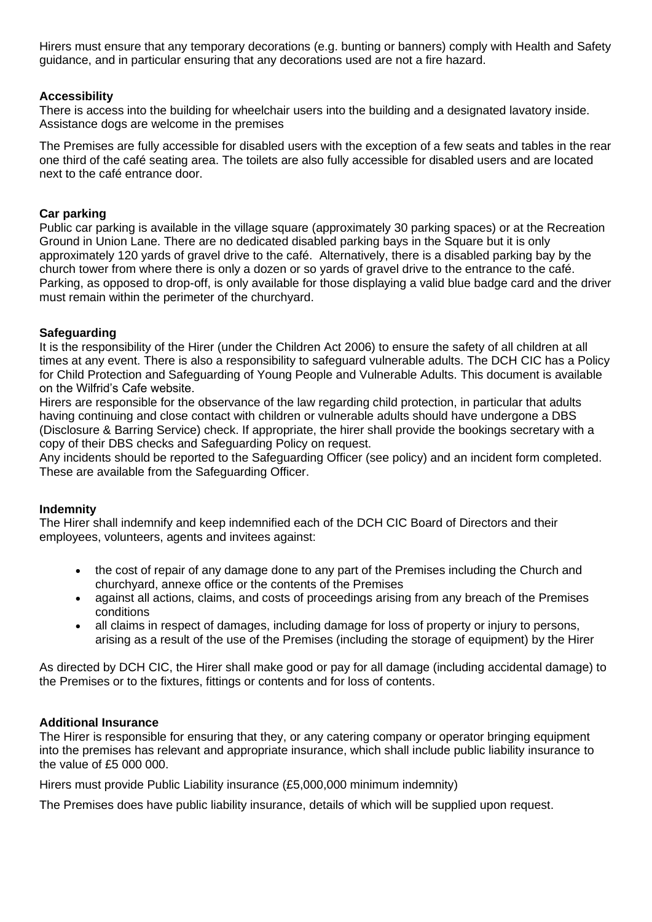Hirers must ensure that any temporary decorations (e.g. bunting or banners) comply with Health and Safety guidance, and in particular ensuring that any decorations used are not a fire hazard.

**Accessibility**

There is access into the building for wheelchair users into the building and a designated lavatory inside. Assistance dogs are welcome in the premises

The Premises are fully accessible for disabled users with the exception of a few seats and tables in the rear one third of the café seating area. The toilets are also fully accessible for disabled users and are located next to the café entrance door.

**Car parking**

Public car parking is available in the village square (approximately 30 parking spaces) or at the Recreation Ground in Union Lane. There are no dedicated disabled parking bays in the Square but it is only approximately 120 yards of gravel drive to the café. Alternatively, there is a disabled parking bay by the church tower from where there is only a dozen or so yards of gravel drive to the entrance to the café. Parking, as opposed to drop-off, is only available for those displaying a valid blue badge card and the driver must remain within the perimeter of the churchyard.

**Safeguarding**

It is the responsibility of the Hirer (under the Children Act 2006) to ensure the safety of all children at all times at any event. There is also a responsibility to safeguard vulnerable adults. The DCH CIC has a Policy for Child Protection and Safeguarding of Young People and Vulnerable Adults. This document is available on the Wilfrid's Cafe website.

Hirers are responsible for the observance of the law regarding child protection, in particular that adults having continuing and close contact with children or vulnerable adults should have undergone a DBS (Disclosure & Barring Service) check. If appropriate, the hirer shall provide the bookings secretary with a copy of their DBS checks and Safeguarding Policy on request.

Any incidents should be reported to the Safeguarding Officer (see policy) and an incident form completed. These are available from the Safeguarding Officer.

**Indemnity**

The Hirer shall indemnify and keep indemnified each of the DCH CIC Board of Directors and their employees, volunteers, agents and invitees against:

- the cost of repair of any damage done to any part of the Premises including the Church and churchyard, annexe office or the contents of the Premises
- against all actions, claims, and costs of proceedings arising from any breach of the Premises conditions
- all claims in respect of damages, including damage for loss of property or injury to persons, arising as a result of the use of the Premises (including the storage of equipment) by the Hirer

As directed by DCH CIC, the Hirer shall make good or pay for all damage (including accidental damage) to the Premises or to the fixtures, fittings or contents and for loss of contents.

**Additional Insurance**

The Hirer is responsible for ensuring that they, or any catering company or operator bringing equipment into the premises has relevant and appropriate insurance, which shall include public liability insurance to the value of £5 000 000.

Hirers must provide Public Liability insurance (£5,000,000 minimum indemnity)

The Premises does have public liability insurance, details of which will be supplied upon request.